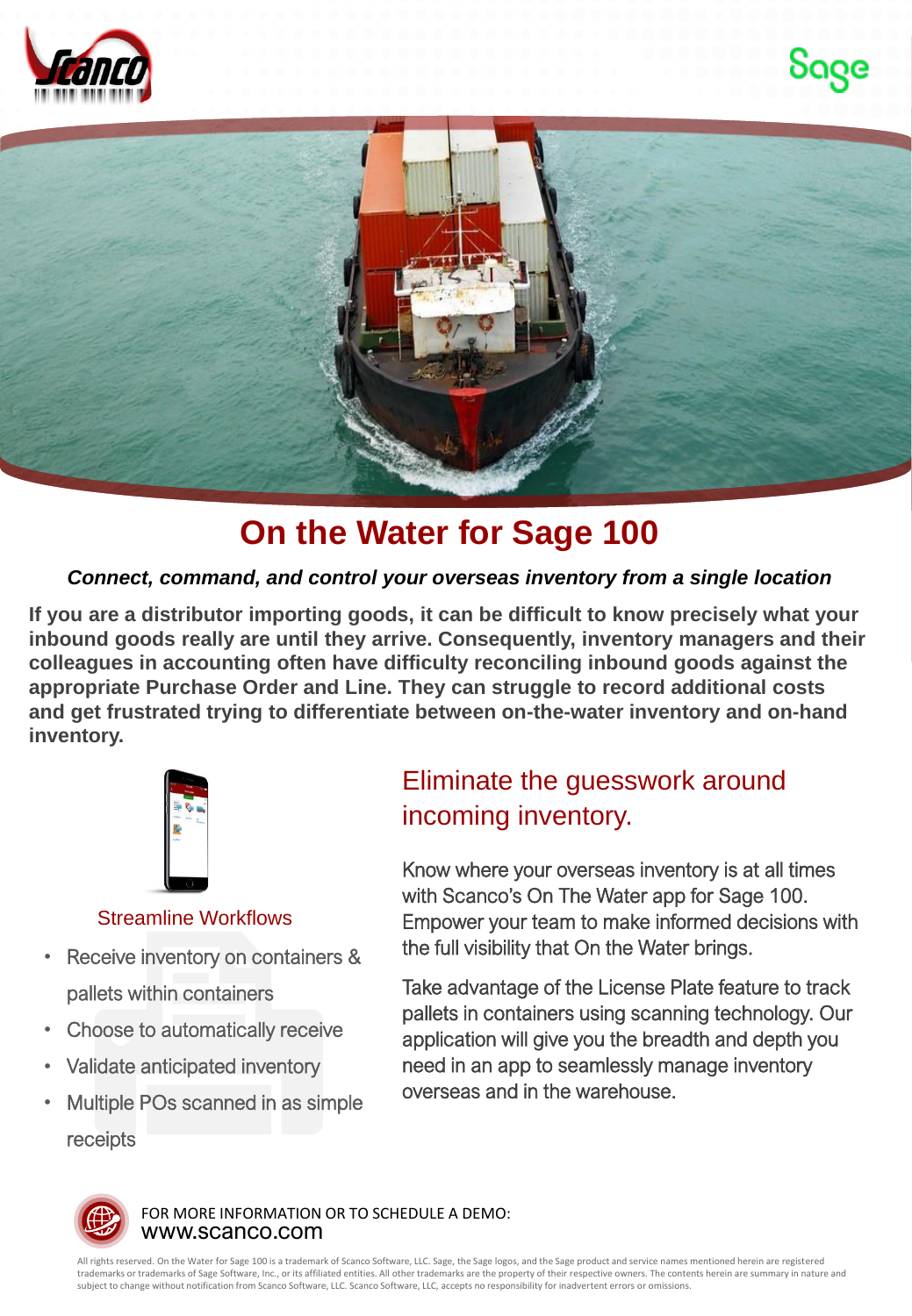# On the Water for Sage 100

***Connect, command, and control your overseas inventory from a single location***

**If you are a distributor importing goods, it can be difficult to know precisely what your inbound goods really are until they arrive. Consequently, inventory managers and their colleagues in accounting often have difficulty reconciling inbound goods against the appropriate Purchase Order and Line. They can struggle to record additional costs and get frustrated trying to differentiate between on-the-water inventory and on-hand inventory.**

### Streamline Workflows

- Receive inventory on containers & pallets within containers
- Choose to automatically receive
- Validate anticipated inventory
- Multiple POs scanned in as simple receipts

## Eliminate the guesswork around incoming inventory.

Know where your overseas inventory is at all times with Scanco's On The Water app for Sage 100. Empower your team to make informed decisions with the full visibility that On the Water brings.

Take advantage of the License Plate feature to track pallets in containers using scanning technology. Our application will give you the breadth and depth you need in an app to seamlessly manage inventory overseas and in the warehouse.

FOR MORE INFORMATION OR TO SCHEDULE A DEMO:
www.scanco.com

All rights reserved. On the Water for Sage 100 is a trademark of Scanco Software, LLC. Sage, the Sage logos, and the Sage product and service names mentioned herein are registered trademarks or trademarks of Sage Software, Inc., or its affiliated entities. All other trademarks are the property of their respective owners. The contents herein are summary in nature and subject to change without notification from Scanco Software, LLC. Scanco Software, LLC, accepts no responsibility for inadvertent errors or omissions.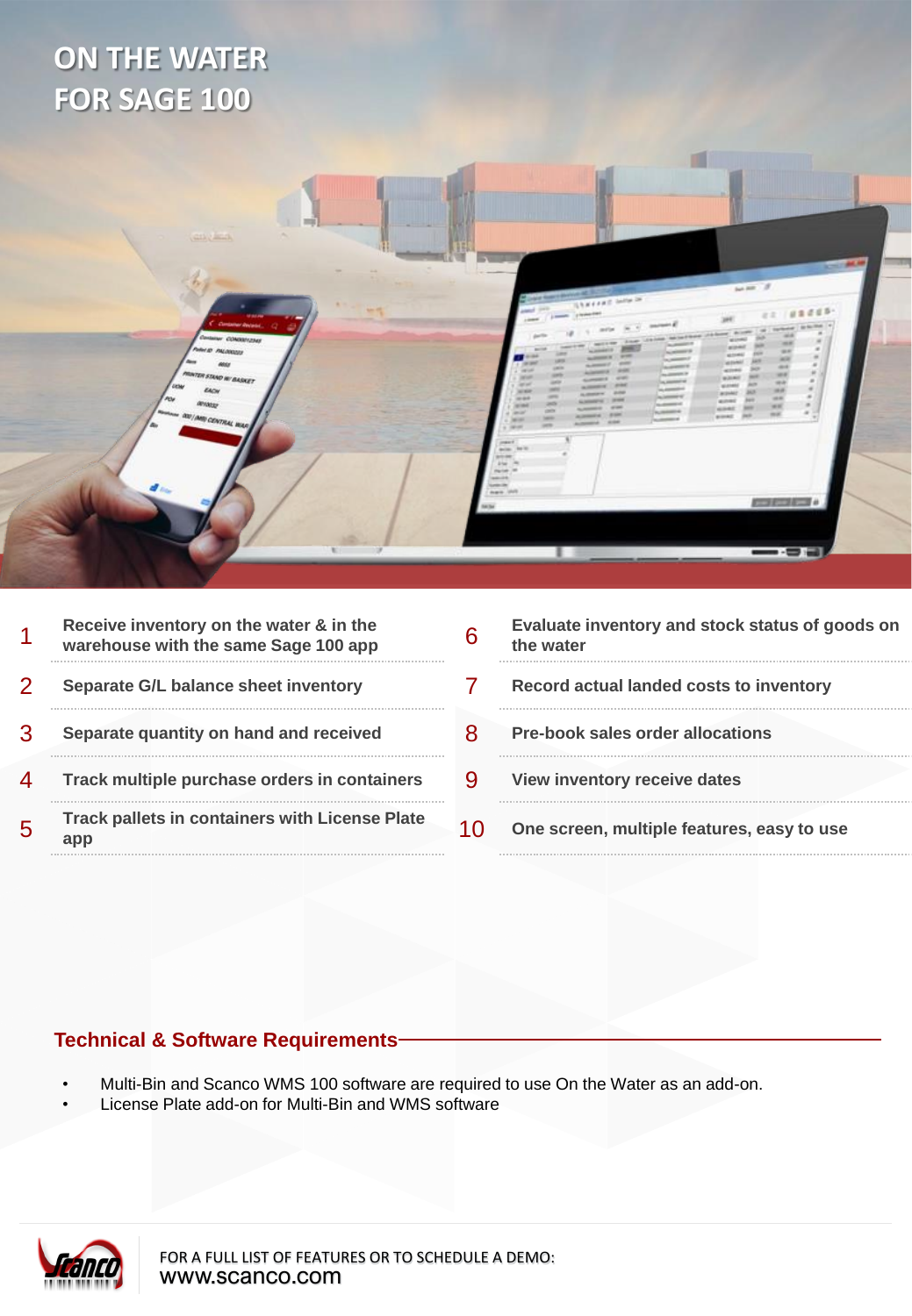# ON THE WATER FOR SAGE 100

1. Receive inventory on the water & in the warehouse with the same Sage 100 app
2. Separate G/L balance sheet inventory
3. Separate quantity on hand and received
4. Track multiple purchase orders in containers
5. Track pallets in containers with License Plate app
6. Evaluate inventory and stock status of goods on the water
7. Record actual landed costs to inventory
8. Pre-book sales order allocations
9. View inventory receive dates
10. One screen, multiple features, easy to use

## Technical & Software Requirements

- Multi-Bin and Scanco WMS 100 software are required to use On the Water as an add-on.
- License Plate add-on for Multi-Bin and WMS software

FOR A FULL LIST OF FEATURES OR TO SCHEDULE A DEMO:
www.scanco.com